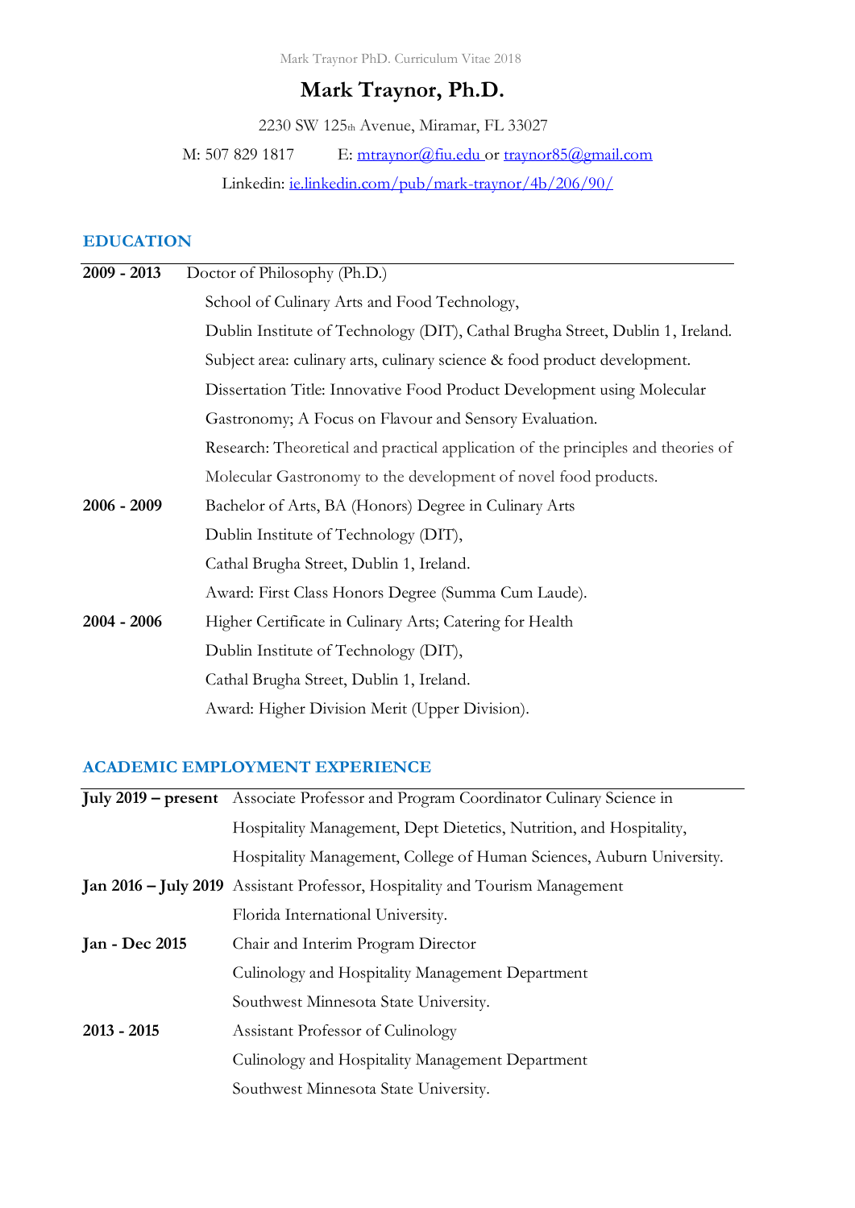# Mark Traynor, Ph.D.

2230 SW 125th Avenue, Miramar, FL 33027

M: 507 829 1817 E: mtraynor@fiu.edu or traynor85@gmail.com

Linkedin: ie.linkedin.com/pub/mark-traynor/4b/206/90/

## EDUCATION

**2009 - 2013** Doctor of Philosophy (Ph.D.)
School of Culinary Arts and Food Technology,
Dublin Institute of Technology (DIT), Cathal Brugha Street, Dublin 1, Ireland.
Subject area: culinary arts, culinary science & food product development.
Dissertation Title: Innovative Food Product Development using Molecular Gastronomy; A Focus on Flavour and Sensory Evaluation.
Research: Theoretical and practical application of the principles and theories of Molecular Gastronomy to the development of novel food products.

**2006 - 2009** Bachelor of Arts, BA (Honors) Degree in Culinary Arts
Dublin Institute of Technology (DIT),
Cathal Brugha Street, Dublin 1, Ireland.
Award: First Class Honors Degree (Summa Cum Laude).

**2004 - 2006** Higher Certificate in Culinary Arts; Catering for Health
Dublin Institute of Technology (DIT),
Cathal Brugha Street, Dublin 1, Ireland.
Award: Higher Division Merit (Upper Division).

## ACADEMIC EMPLOYMENT EXPERIENCE

**July 2019 – present** Associate Professor and Program Coordinator Culinary Science in Hospitality Management, Dept Dietetics, Nutrition, and Hospitality, Hospitality Management, College of Human Sciences, Auburn University.

**Jan 2016 – July 2019** Assistant Professor, Hospitality and Tourism Management
Florida International University.

**Jan - Dec 2015** Chair and Interim Program Director
Culinology and Hospitality Management Department
Southwest Minnesota State University.

**2013 - 2015** Assistant Professor of Culinology
Culinology and Hospitality Management Department
Southwest Minnesota State University.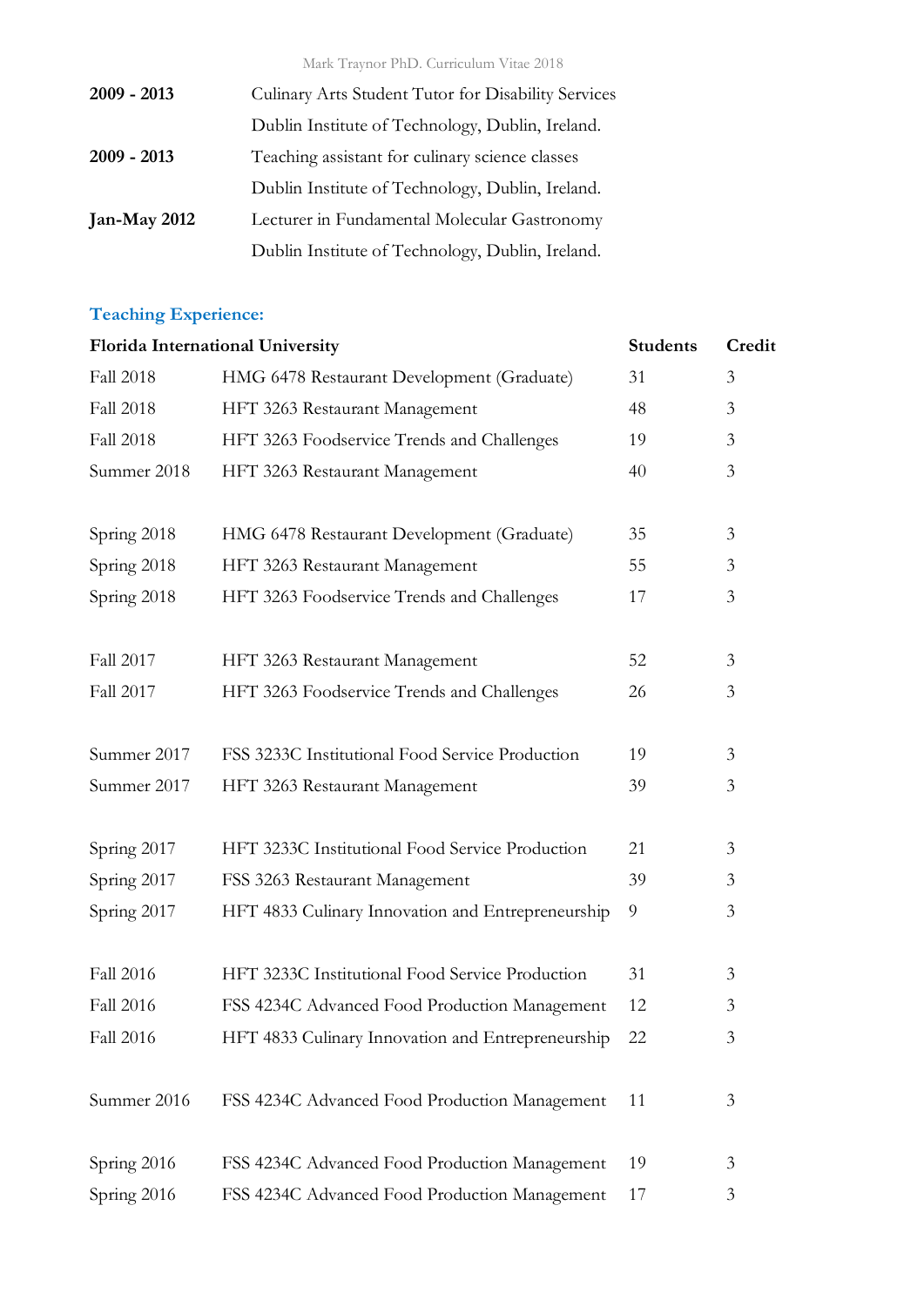| | |
|---|---|
| **2009 - 2013** | Culinary Arts Student Tutor for Disability Services |
| | Dublin Institute of Technology, Dublin, Ireland. |
| **2009 - 2013** | Teaching assistant for culinary science classes |
| | Dublin Institute of Technology, Dublin, Ireland. |
| **Jan-May 2012** | Lecturer in Fundamental Molecular Gastronomy |
| | Dublin Institute of Technology, Dublin, Ireland. |

## Teaching Experience:

| **Florida International University** | | **Students** | **Credit** |
|---|---|---|---|
| Fall 2018 | HMG 6478 Restaurant Development (Graduate) | 31 | 3 |
| Fall 2018 | HFT 3263 Restaurant Management | 48 | 3 |
| Fall 2018 | HFT 3263 Foodservice Trends and Challenges | 19 | 3 |
| Summer 2018 | HFT 3263 Restaurant Management | 40 | 3 |
| | | | |
| Spring 2018 | HMG 6478 Restaurant Development (Graduate) | 35 | 3 |
| Spring 2018 | HFT 3263 Restaurant Management | 55 | 3 |
| Spring 2018 | HFT 3263 Foodservice Trends and Challenges | 17 | 3 |
| | | | |
| Fall 2017 | HFT 3263 Restaurant Management | 52 | 3 |
| Fall 2017 | HFT 3263 Foodservice Trends and Challenges | 26 | 3 |
| | | | |
| Summer 2017 | FSS 3233C Institutional Food Service Production | 19 | 3 |
| Summer 2017 | HFT 3263 Restaurant Management | 39 | 3 |
| | | | |
| Spring 2017 | HFT 3233C Institutional Food Service Production | 21 | 3 |
| Spring 2017 | FSS 3263 Restaurant Management | 39 | 3 |
| Spring 2017 | HFT 4833 Culinary Innovation and Entrepreneurship | 9 | 3 |
| | | | |
| Fall 2016 | HFT 3233C Institutional Food Service Production | 31 | 3 |
| Fall 2016 | FSS 4234C Advanced Food Production Management | 12 | 3 |
| Fall 2016 | HFT 4833 Culinary Innovation and Entrepreneurship | 22 | 3 |
| | | | |
| Summer 2016 | FSS 4234C Advanced Food Production Management | 11 | 3 |
| | | | |
| Spring 2016 | FSS 4234C Advanced Food Production Management | 19 | 3 |
| Spring 2016 | FSS 4234C Advanced Food Production Management | 17 | 3 |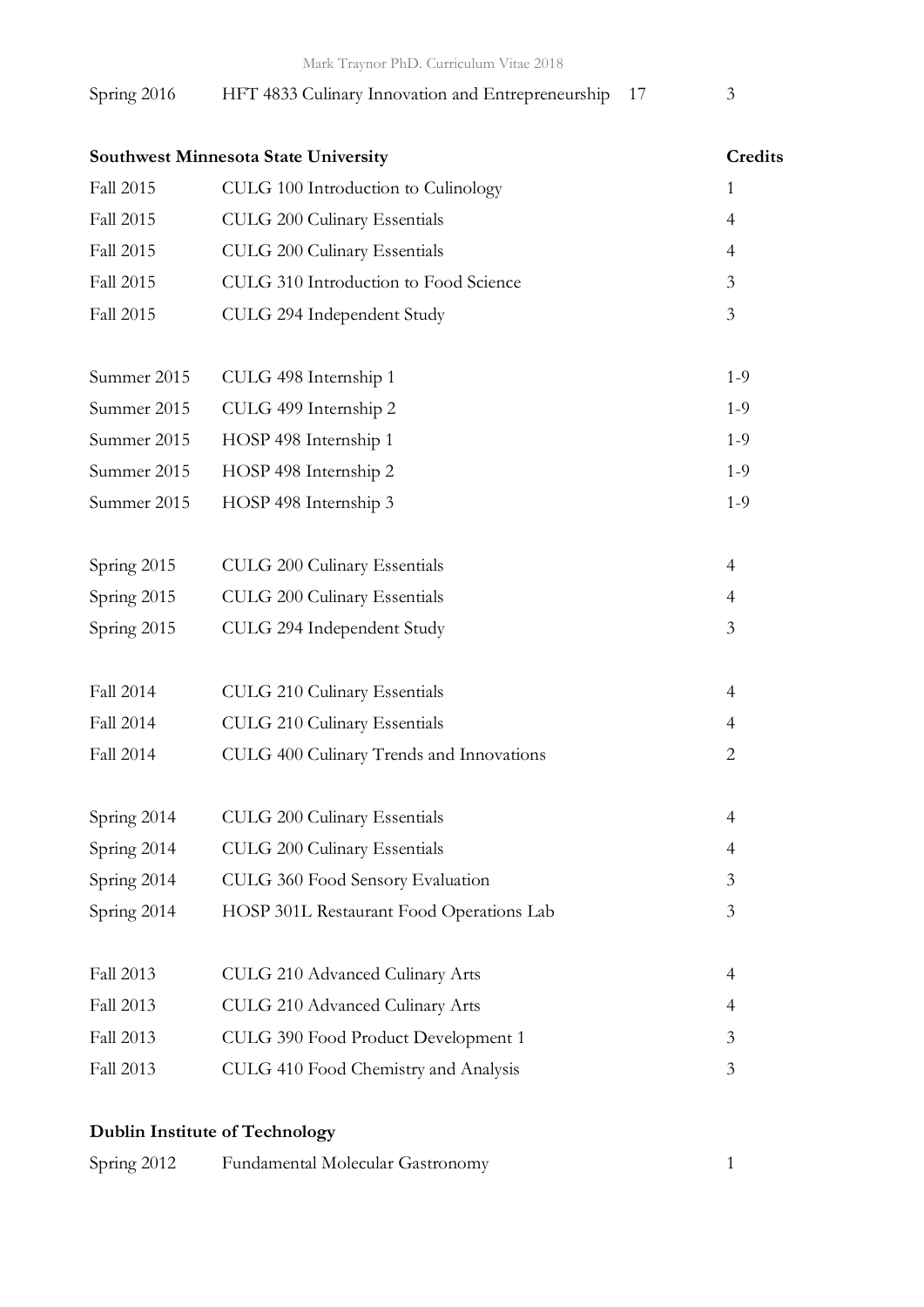| | | | |
|---|---|---|---|
| Spring 2016 | HFT 4833 Culinary Innovation and Entrepreneurship | 17 | 3 |

**Southwest Minnesota State University**

| | | Credits |
|---|---|---|
| Fall 2015 | CULG 100 Introduction to Culinology | 1 |
| Fall 2015 | CULG 200 Culinary Essentials | 4 |
| Fall 2015 | CULG 200 Culinary Essentials | 4 |
| Fall 2015 | CULG 310 Introduction to Food Science | 3 |
| Fall 2015 | CULG 294 Independent Study | 3 |
| | | |
| Summer 2015 | CULG 498 Internship 1 | 1-9 |
| Summer 2015 | CULG 499 Internship 2 | 1-9 |
| Summer 2015 | HOSP 498 Internship 1 | 1-9 |
| Summer 2015 | HOSP 498 Internship 2 | 1-9 |
| Summer 2015 | HOSP 498 Internship 3 | 1-9 |
| | | |
| Spring 2015 | CULG 200 Culinary Essentials | 4 |
| Spring 2015 | CULG 200 Culinary Essentials | 4 |
| Spring 2015 | CULG 294 Independent Study | 3 |
| | | |
| Fall 2014 | CULG 210 Culinary Essentials | 4 |
| Fall 2014 | CULG 210 Culinary Essentials | 4 |
| Fall 2014 | CULG 400 Culinary Trends and Innovations | 2 |
| | | |
| Spring 2014 | CULG 200 Culinary Essentials | 4 |
| Spring 2014 | CULG 200 Culinary Essentials | 4 |
| Spring 2014 | CULG 360 Food Sensory Evaluation | 3 |
| Spring 2014 | HOSP 301L Restaurant Food Operations Lab | 3 |
| | | |
| Fall 2013 | CULG 210 Advanced Culinary Arts | 4 |
| Fall 2013 | CULG 210 Advanced Culinary Arts | 4 |
| Fall 2013 | CULG 390 Food Product Development 1 | 3 |
| Fall 2013 | CULG 410 Food Chemistry and Analysis | 3 |

**Dublin Institute of Technology**

| | | |
|---|---|---|
| Spring 2012 | Fundamental Molecular Gastronomy | 1 |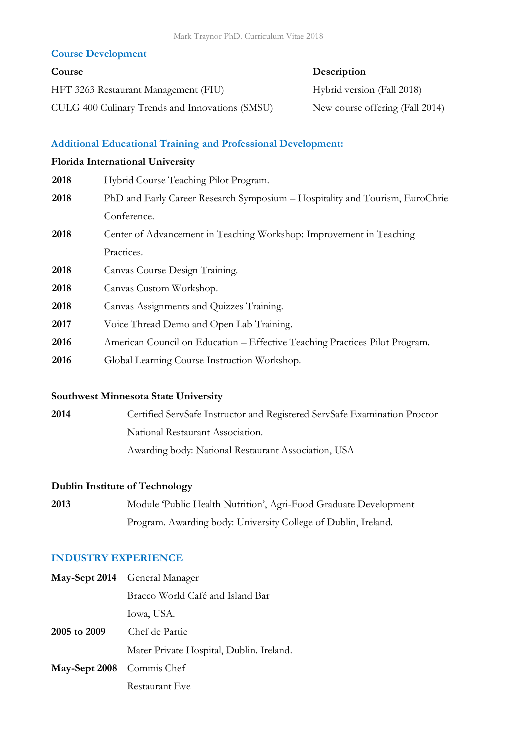## Course Development

| Course | Description |
|---|---|
| HFT 3263 Restaurant Management (FIU) | Hybrid version (Fall 2018) |
| CULG 400 Culinary Trends and Innovations (SMSU) | New course offering (Fall 2014) |

## Additional Educational Training and Professional Development:

**Florida International University**

| | |
|---|---|
| **2018** | Hybrid Course Teaching Pilot Program. |
| **2018** | PhD and Early Career Research Symposium – Hospitality and Tourism, EuroChrie Conference. |
| **2018** | Center of Advancement in Teaching Workshop: Improvement in Teaching Practices. |
| **2018** | Canvas Course Design Training. |
| **2018** | Canvas Custom Workshop. |
| **2018** | Canvas Assignments and Quizzes Training. |
| **2017** | Voice Thread Demo and Open Lab Training. |
| **2016** | American Council on Education – Effective Teaching Practices Pilot Program. |
| **2016** | Global Learning Course Instruction Workshop. |

**Southwest Minnesota State University**

| | |
|---|---|
| **2014** | Certified ServSafe Instructor and Registered ServSafe Examination Proctor National Restaurant Association. Awarding body: National Restaurant Association, USA |

**Dublin Institute of Technology**

| | |
|---|---|
| **2013** | Module 'Public Health Nutrition', Agri-Food Graduate Development Program. Awarding body: University College of Dublin, Ireland. |

## INDUSTRY EXPERIENCE

| | |
|---|---|
| **May-Sept 2014** | General Manager<br>Bracco World Café and Island Bar<br>Iowa, USA. |
| **2005 to 2009** | Chef de Partie<br>Mater Private Hospital, Dublin. Ireland. |
| **May-Sept 2008** | Commis Chef<br>Restaurant Eve |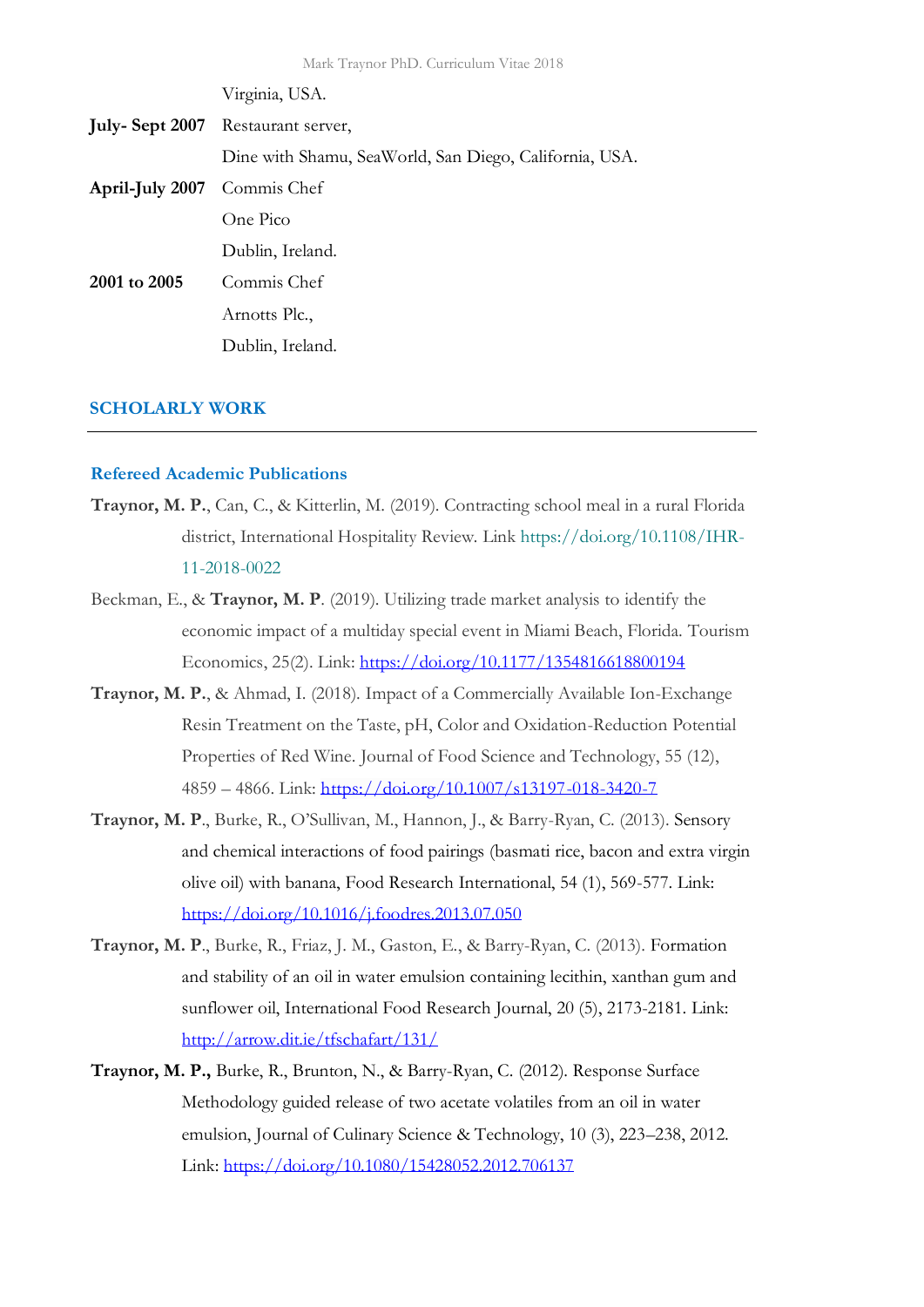Virginia, USA.

**July- Sept 2007** Restaurant server,
Dine with Shamu, SeaWorld, San Diego, California, USA.

**April-July 2007** Commis Chef
One Pico
Dublin, Ireland.

**2001 to 2005** Commis Chef
Arnotts Plc.,
Dublin, Ireland.

## SCHOLARLY WORK

### Refereed Academic Publications

**Traynor, M. P.**, Can, C., & Kitterlin, M. (2019). Contracting school meal in a rural Florida district, International Hospitality Review. Link https://doi.org/10.1108/IHR-11-2018-0022

Beckman, E., & **Traynor, M. P**. (2019). Utilizing trade market analysis to identify the economic impact of a multiday special event in Miami Beach, Florida. Tourism Economics, 25(2). Link: https://doi.org/10.1177/1354816618800194

**Traynor, M. P.**, & Ahmad, I. (2018). Impact of a Commercially Available Ion-Exchange Resin Treatment on the Taste, pH, Color and Oxidation-Reduction Potential Properties of Red Wine. Journal of Food Science and Technology, 55 (12), 4859 – 4866. Link: https://doi.org/10.1007/s13197-018-3420-7

**Traynor, M. P**., Burke, R., O'Sullivan, M., Hannon, J., & Barry-Ryan, C. (2013). Sensory and chemical interactions of food pairings (basmati rice, bacon and extra virgin olive oil) with banana, Food Research International, 54 (1), 569-577. Link: https://doi.org/10.1016/j.foodres.2013.07.050

**Traynor, M. P**., Burke, R., Friaz, J. M., Gaston, E., & Barry-Ryan, C. (2013). Formation and stability of an oil in water emulsion containing lecithin, xanthan gum and sunflower oil, International Food Research Journal, 20 (5), 2173-2181. Link: http://arrow.dit.ie/tfschafart/131/

**Traynor, M. P.,** Burke, R., Brunton, N., & Barry-Ryan, C. (2012). Response Surface Methodology guided release of two acetate volatiles from an oil in water emulsion, Journal of Culinary Science & Technology, 10 (3), 223–238, 2012. Link: https://doi.org/10.1080/15428052.2012.706137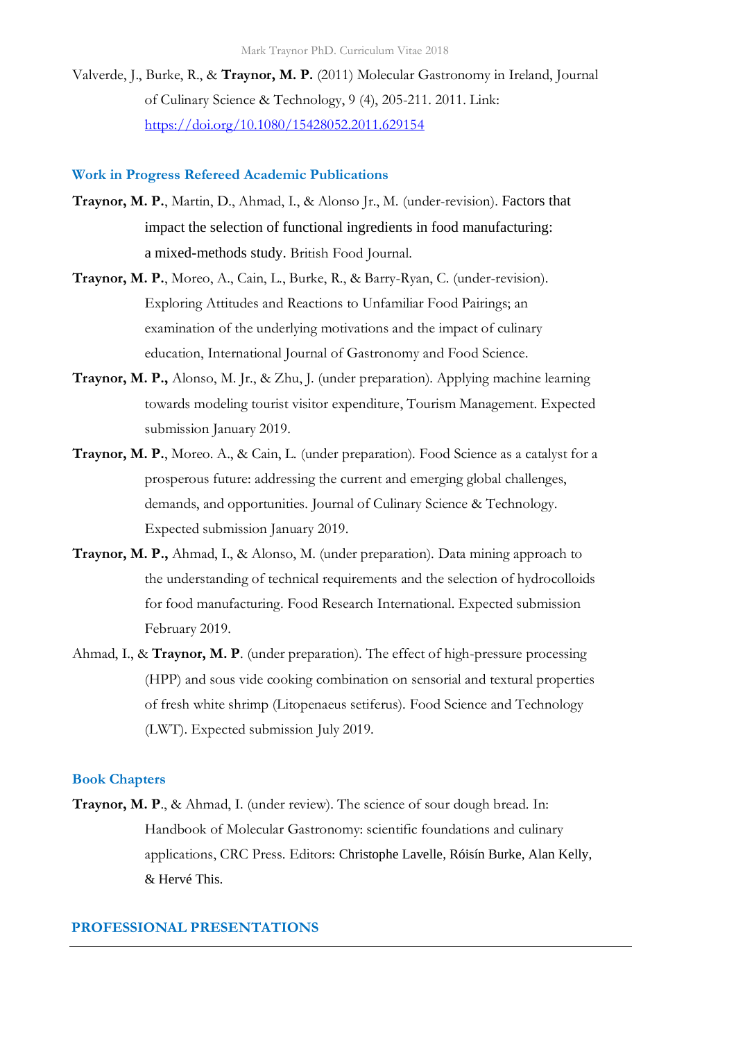Valverde, J., Burke, R., & **Traynor, M. P.** (2011) Molecular Gastronomy in Ireland, Journal of Culinary Science & Technology, 9 (4), 205-211. 2011. Link: https://doi.org/10.1080/15428052.2011.629154

### Work in Progress Refereed Academic Publications

**Traynor, M. P.**, Martin, D., Ahmad, I., & Alonso Jr., M. (under-revision). Factors that impact the selection of functional ingredients in food manufacturing: a mixed-methods study. British Food Journal.

**Traynor, M. P.**, Moreo, A., Cain, L., Burke, R., & Barry-Ryan, C. (under-revision). Exploring Attitudes and Reactions to Unfamiliar Food Pairings; an examination of the underlying motivations and the impact of culinary education, International Journal of Gastronomy and Food Science.

**Traynor, M. P.,** Alonso, M. Jr., & Zhu, J. (under preparation). Applying machine learning towards modeling tourist visitor expenditure, Tourism Management. Expected submission January 2019.

**Traynor, M. P.**, Moreo. A., & Cain, L. (under preparation). Food Science as a catalyst for a prosperous future: addressing the current and emerging global challenges, demands, and opportunities. Journal of Culinary Science & Technology. Expected submission January 2019.

**Traynor, M. P.,** Ahmad, I., & Alonso, M. (under preparation). Data mining approach to the understanding of technical requirements and the selection of hydrocolloids for food manufacturing. Food Research International. Expected submission February 2019.

Ahmad, I., & **Traynor, M. P**. (under preparation). The effect of high-pressure processing (HPP) and sous vide cooking combination on sensorial and textural properties of fresh white shrimp (Litopenaeus setiferus). Food Science and Technology (LWT). Expected submission July 2019.

### Book Chapters

**Traynor, M. P**., & Ahmad, I. (under review). The science of sour dough bread. In: Handbook of Molecular Gastronomy: scientific foundations and culinary applications, CRC Press. Editors: Christophe Lavelle, Róisín Burke, Alan Kelly, & Hervé This.

## PROFESSIONAL PRESENTATIONS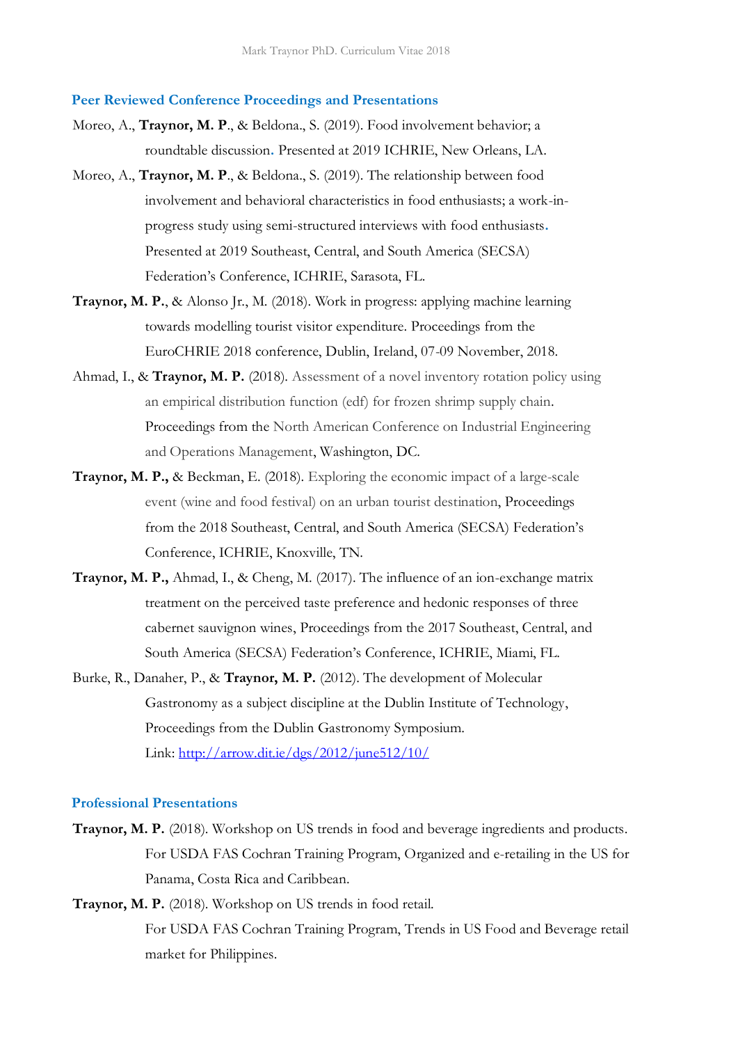### Peer Reviewed Conference Proceedings and Presentations

Moreo, A., **Traynor, M. P**., & Beldona., S. (2019). Food involvement behavior; a roundtable discussion. Presented at 2019 ICHRIE, New Orleans, LA.

Moreo, A., **Traynor, M. P**., & Beldona., S. (2019). The relationship between food involvement and behavioral characteristics in food enthusiasts; a work-in-progress study using semi-structured interviews with food enthusiasts. Presented at 2019 Southeast, Central, and South America (SECSA) Federation's Conference, ICHRIE, Sarasota, FL.

**Traynor, M. P**., & Alonso Jr., M. (2018). Work in progress: applying machine learning towards modelling tourist visitor expenditure. Proceedings from the EuroCHRIE 2018 conference, Dublin, Ireland, 07-09 November, 2018.

Ahmad, I., & **Traynor, M. P.** (2018). Assessment of a novel inventory rotation policy using an empirical distribution function (edf) for frozen shrimp supply chain. Proceedings from the North American Conference on Industrial Engineering and Operations Management, Washington, DC.

**Traynor, M. P.,** & Beckman, E. (2018). Exploring the economic impact of a large-scale event (wine and food festival) on an urban tourist destination, Proceedings from the 2018 Southeast, Central, and South America (SECSA) Federation's Conference, ICHRIE, Knoxville, TN.

**Traynor, M. P.,** Ahmad, I., & Cheng, M. (2017). The influence of an ion-exchange matrix treatment on the perceived taste preference and hedonic responses of three cabernet sauvignon wines, Proceedings from the 2017 Southeast, Central, and South America (SECSA) Federation's Conference, ICHRIE, Miami, FL.

Burke, R., Danaher, P., & **Traynor, M. P.** (2012). The development of Molecular Gastronomy as a subject discipline at the Dublin Institute of Technology, Proceedings from the Dublin Gastronomy Symposium. Link: [http://arrow.dit.ie/dgs/2012/june512/10/](http://arrow.dit.ie/dgs/2012/june512/10/)

### Professional Presentations

**Traynor, M. P.** (2018). Workshop on US trends in food and beverage ingredients and products. For USDA FAS Cochran Training Program, Organized and e-retailing in the US for Panama, Costa Rica and Caribbean.

**Traynor, M. P.** (2018). Workshop on US trends in food retail. For USDA FAS Cochran Training Program, Trends in US Food and Beverage retail market for Philippines.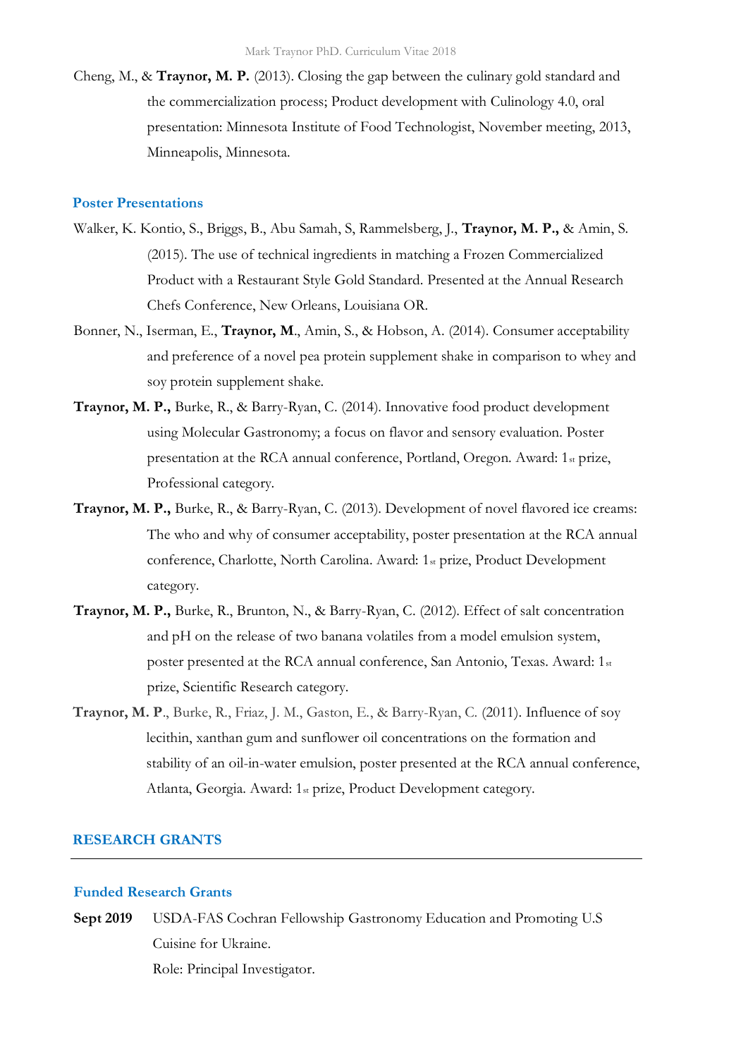Cheng, M., & **Traynor, M. P.** (2013). Closing the gap between the culinary gold standard and the commercialization process; Product development with Culinology 4.0, oral presentation: Minnesota Institute of Food Technologist, November meeting, 2013, Minneapolis, Minnesota.

### Poster Presentations

Walker, K. Kontio, S., Briggs, B., Abu Samah, S, Rammelsberg, J., **Traynor, M. P.,** & Amin, S. (2015). The use of technical ingredients in matching a Frozen Commercialized Product with a Restaurant Style Gold Standard. Presented at the Annual Research Chefs Conference, New Orleans, Louisiana OR.

Bonner, N., Iserman, E., **Traynor, M**., Amin, S., & Hobson, A. (2014). Consumer acceptability and preference of a novel pea protein supplement shake in comparison to whey and soy protein supplement shake.

**Traynor, M. P.,** Burke, R., & Barry-Ryan, C. (2014). Innovative food product development using Molecular Gastronomy; a focus on flavor and sensory evaluation. Poster presentation at the RCA annual conference, Portland, Oregon. Award: 1st prize, Professional category.

**Traynor, M. P.,** Burke, R., & Barry-Ryan, C. (2013). Development of novel flavored ice creams: The who and why of consumer acceptability, poster presentation at the RCA annual conference, Charlotte, North Carolina. Award: 1st prize, Product Development category.

**Traynor, M. P.,** Burke, R., Brunton, N., & Barry-Ryan, C. (2012). Effect of salt concentration and pH on the release of two banana volatiles from a model emulsion system, poster presented at the RCA annual conference, San Antonio, Texas. Award: 1st prize, Scientific Research category.

**Traynor, M. P**., Burke, R., Friaz, J. M., Gaston, E., & Barry-Ryan, C. (2011). Influence of soy lecithin, xanthan gum and sunflower oil concentrations on the formation and stability of an oil-in-water emulsion, poster presented at the RCA annual conference, Atlanta, Georgia. Award: 1st prize, Product Development category.

## RESEARCH GRANTS

### Funded Research Grants

**Sept 2019** USDA-FAS Cochran Fellowship Gastronomy Education and Promoting U.S Cuisine for Ukraine.
Role: Principal Investigator.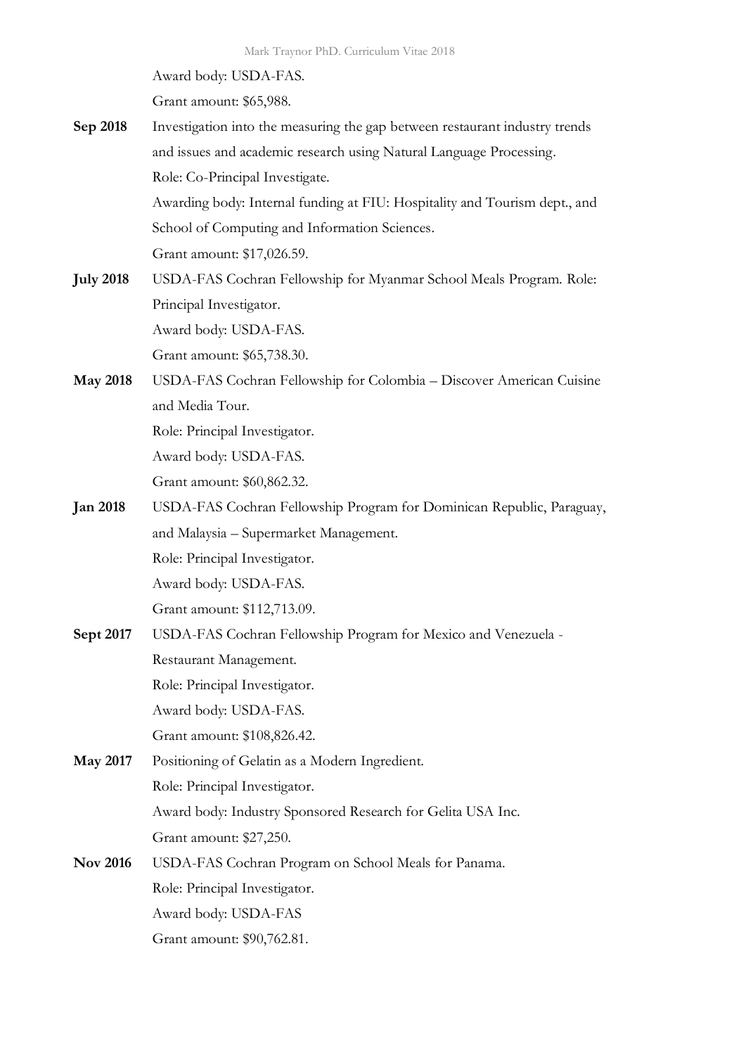Award body: USDA-FAS.

Grant amount: $65,988.

**Sep 2018** Investigation into the measuring the gap between restaurant industry trends and issues and academic research using Natural Language Processing.
Role: Co-Principal Investigate.
Awarding body: Internal funding at FIU: Hospitality and Tourism dept., and School of Computing and Information Sciences.
Grant amount: $17,026.59.

**July 2018** USDA-FAS Cochran Fellowship for Myanmar School Meals Program. Role: Principal Investigator.
Award body: USDA-FAS.
Grant amount: $65,738.30.

**May 2018** USDA-FAS Cochran Fellowship for Colombia – Discover American Cuisine and Media Tour.
Role: Principal Investigator.
Award body: USDA-FAS.
Grant amount: $60,862.32.

**Jan 2018** USDA-FAS Cochran Fellowship Program for Dominican Republic, Paraguay, and Malaysia – Supermarket Management.
Role: Principal Investigator.
Award body: USDA-FAS.
Grant amount: $112,713.09.

**Sept 2017** USDA-FAS Cochran Fellowship Program for Mexico and Venezuela - Restaurant Management.
Role: Principal Investigator.
Award body: USDA-FAS.
Grant amount: $108,826.42.

**May 2017** Positioning of Gelatin as a Modern Ingredient.
Role: Principal Investigator.
Award body: Industry Sponsored Research for Gelita USA Inc.
Grant amount: $27,250.

**Nov 2016** USDA-FAS Cochran Program on School Meals for Panama.
Role: Principal Investigator.
Award body: USDA-FAS
Grant amount: $90,762.81.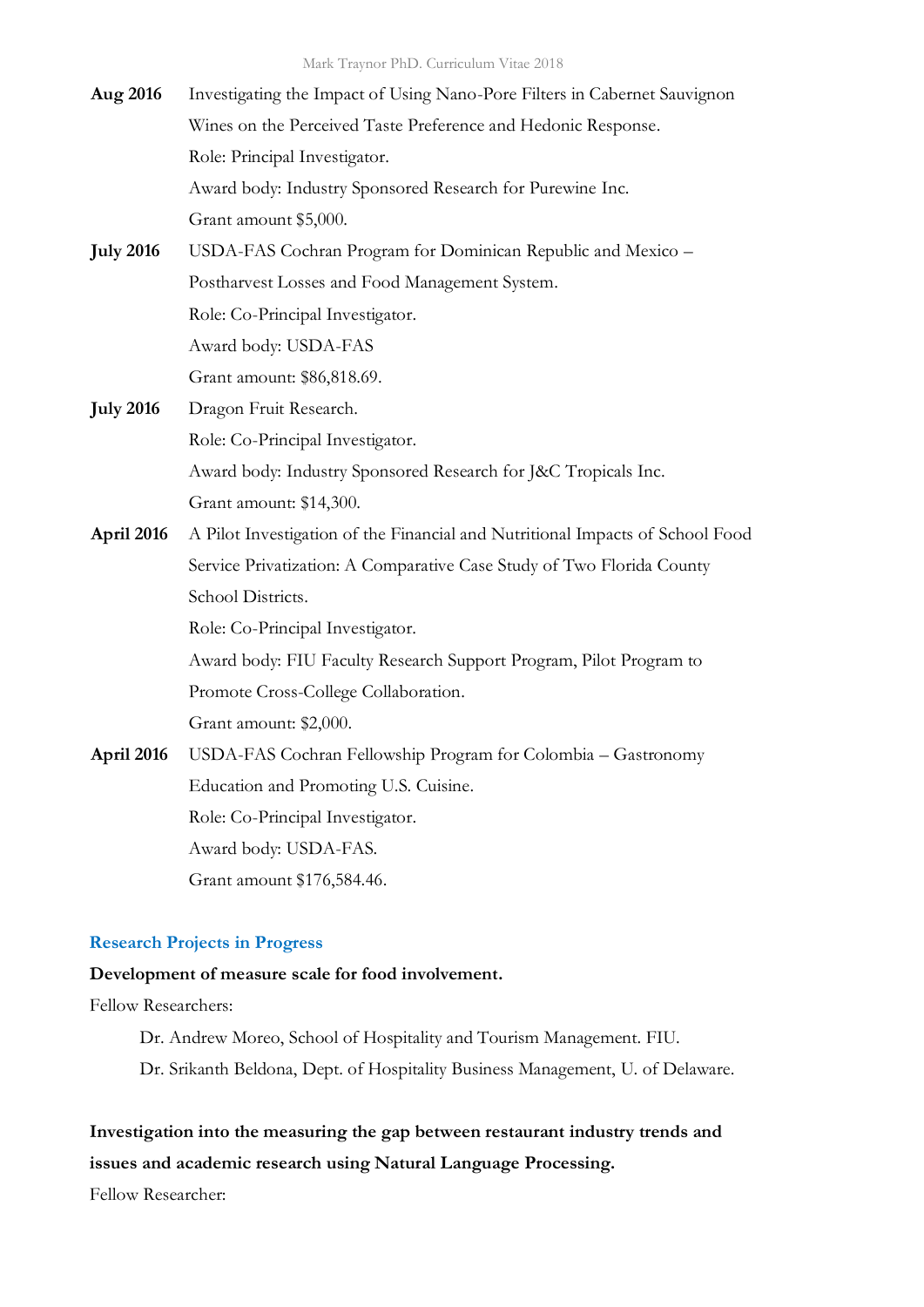**Aug 2016** Investigating the Impact of Using Nano-Pore Filters in Cabernet Sauvignon Wines on the Perceived Taste Preference and Hedonic Response.
Role: Principal Investigator.
Award body: Industry Sponsored Research for Purewine Inc.
Grant amount $5,000.

**July 2016** USDA-FAS Cochran Program for Dominican Republic and Mexico – Postharvest Losses and Food Management System.
Role: Co-Principal Investigator.
Award body: USDA-FAS
Grant amount: $86,818.69.

**July 2016** Dragon Fruit Research.
Role: Co-Principal Investigator.
Award body: Industry Sponsored Research for J&C Tropicals Inc.
Grant amount: $14,300.

**April 2016** A Pilot Investigation of the Financial and Nutritional Impacts of School Food Service Privatization: A Comparative Case Study of Two Florida County School Districts.
Role: Co-Principal Investigator.
Award body: FIU Faculty Research Support Program, Pilot Program to Promote Cross-College Collaboration.
Grant amount: $2,000.

**April 2016** USDA-FAS Cochran Fellowship Program for Colombia – Gastronomy Education and Promoting U.S. Cuisine.
Role: Co-Principal Investigator.
Award body: USDA-FAS.
Grant amount $176,584.46.

## Research Projects in Progress

**Development of measure scale for food involvement.**

Fellow Researchers:

Dr. Andrew Moreo, School of Hospitality and Tourism Management. FIU.
Dr. Srikanth Beldona, Dept. of Hospitality Business Management, U. of Delaware.

**Investigation into the measuring the gap between restaurant industry trends and issues and academic research using Natural Language Processing.**

Fellow Researcher: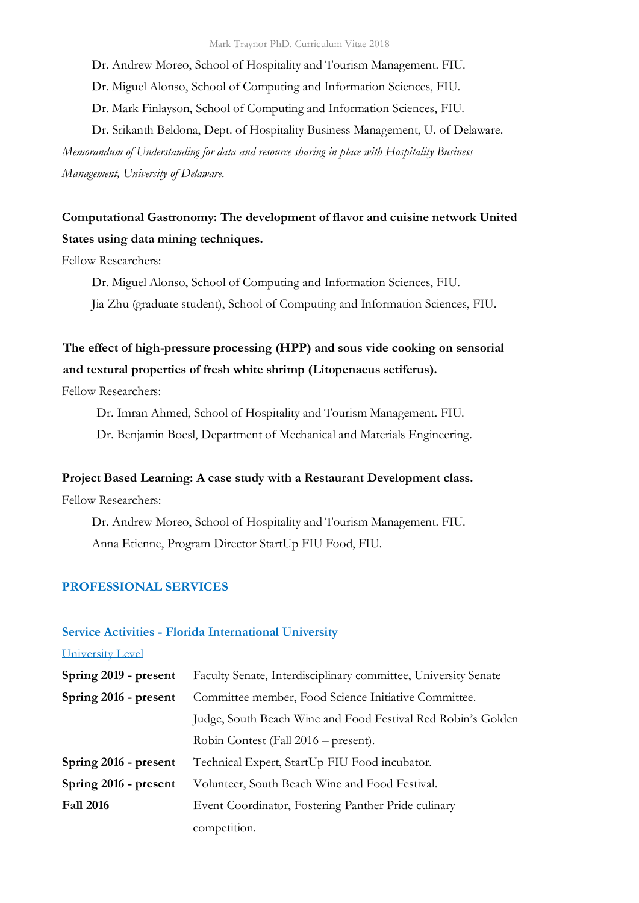Dr. Andrew Moreo, School of Hospitality and Tourism Management. FIU.

Dr. Miguel Alonso, School of Computing and Information Sciences, FIU.

Dr. Mark Finlayson, School of Computing and Information Sciences, FIU.

Dr. Srikanth Beldona, Dept. of Hospitality Business Management, U. of Delaware.

*Memorandum of Understanding for data and resource sharing in place with Hospitality Business Management, University of Delaware.*

**Computational Gastronomy: The development of flavor and cuisine network United States using data mining techniques.**

Fellow Researchers:

Dr. Miguel Alonso, School of Computing and Information Sciences, FIU.

Jia Zhu (graduate student), School of Computing and Information Sciences, FIU.

**The effect of high-pressure processing (HPP) and sous vide cooking on sensorial and textural properties of fresh white shrimp (Litopenaeus setiferus).**

Fellow Researchers:

Dr. Imran Ahmed, School of Hospitality and Tourism Management. FIU.

Dr. Benjamin Boesl, Department of Mechanical and Materials Engineering.

**Project Based Learning: A case study with a Restaurant Development class.**

Fellow Researchers:

Dr. Andrew Moreo, School of Hospitality and Tourism Management. FIU.

Anna Etienne, Program Director StartUp FIU Food, FIU.

## PROFESSIONAL SERVICES

### Service Activities - Florida International University

University Level

**Spring 2019 - present** Faculty Senate, Interdisciplinary committee, University Senate

**Spring 2016 - present** Committee member, Food Science Initiative Committee.
Judge, South Beach Wine and Food Festival Red Robin's Golden Robin Contest (Fall 2016 – present).

**Spring 2016 - present** Technical Expert, StartUp FIU Food incubator.

**Spring 2016 - present** Volunteer, South Beach Wine and Food Festival.

**Fall 2016** Event Coordinator, Fostering Panther Pride culinary competition.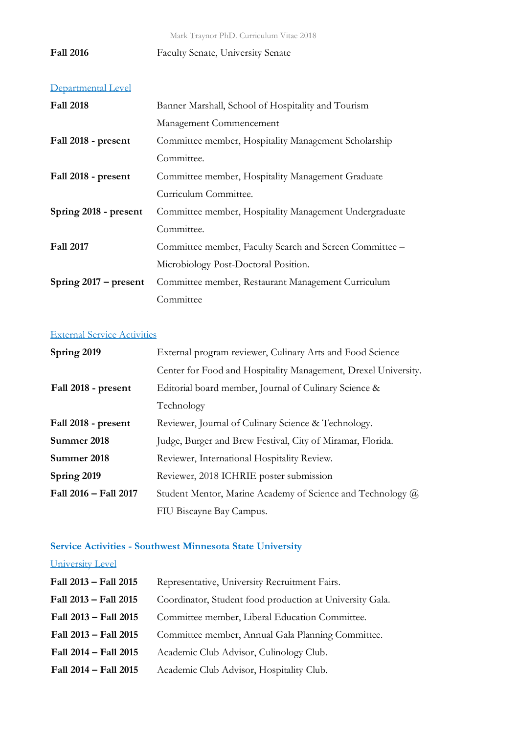| | |
|---|---|
| **Fall 2016** | Faculty Senate, University Senate |

### Departmental Level

| | |
|---|---|
| **Fall 2018** | Banner Marshall, School of Hospitality and Tourism Management Commencement |
| **Fall 2018 - present** | Committee member, Hospitality Management Scholarship Committee. |
| **Fall 2018 - present** | Committee member, Hospitality Management Graduate Curriculum Committee. |
| **Spring 2018 - present** | Committee member, Hospitality Management Undergraduate Committee. |
| **Fall 2017** | Committee member, Faculty Search and Screen Committee – Microbiology Post-Doctoral Position. |
| **Spring 2017 – present** | Committee member, Restaurant Management Curriculum Committee |

### External Service Activities

| | |
|---|---|
| **Spring 2019** | External program reviewer, Culinary Arts and Food Science Center for Food and Hospitality Management, Drexel University. |
| **Fall 2018 - present** | Editorial board member, Journal of Culinary Science & Technology |
| **Fall 2018 - present** | Reviewer, Journal of Culinary Science & Technology. |
| **Summer 2018** | Judge, Burger and Brew Festival, City of Miramar, Florida. |
| **Summer 2018** | Reviewer, International Hospitality Review. |
| **Spring 2019** | Reviewer, 2018 ICHRIE poster submission |
| **Fall 2016 – Fall 2017** | Student Mentor, Marine Academy of Science and Technology @ FIU Biscayne Bay Campus. |

## Service Activities - Southwest Minnesota State University

### University Level

| | |
|---|---|
| **Fall 2013 – Fall 2015** | Representative, University Recruitment Fairs. |
| **Fall 2013 – Fall 2015** | Coordinator, Student food production at University Gala. |
| **Fall 2013 – Fall 2015** | Committee member, Liberal Education Committee. |
| **Fall 2013 – Fall 2015** | Committee member, Annual Gala Planning Committee. |
| **Fall 2014 – Fall 2015** | Academic Club Advisor, Culinology Club. |
| **Fall 2014 – Fall 2015** | Academic Club Advisor, Hospitality Club. |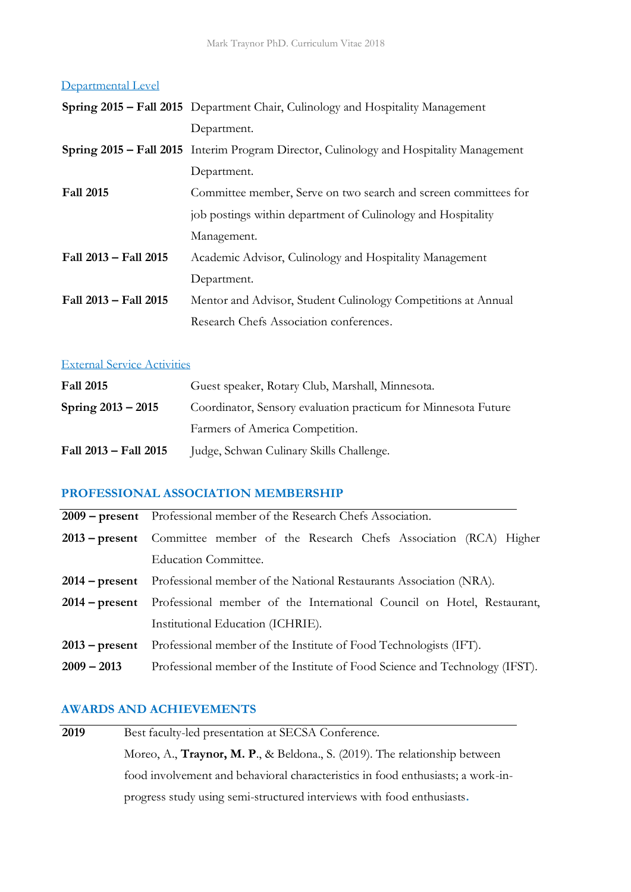### Departmental Level

| | |
|---|---|
| **Spring 2015 – Fall 2015** | Department Chair, Culinology and Hospitality Management Department. |
| **Spring 2015 – Fall 2015** | Interim Program Director, Culinology and Hospitality Management Department. |
| **Fall 2015** | Committee member, Serve on two search and screen committees for job postings within department of Culinology and Hospitality Management. |
| **Fall 2013 – Fall 2015** | Academic Advisor, Culinology and Hospitality Management Department. |
| **Fall 2013 – Fall 2015** | Mentor and Advisor, Student Culinology Competitions at Annual Research Chefs Association conferences. |

### External Service Activities

| | |
|---|---|
| **Fall 2015** | Guest speaker, Rotary Club, Marshall, Minnesota. |
| **Spring 2013 – 2015** | Coordinator, Sensory evaluation practicum for Minnesota Future Farmers of America Competition. |
| **Fall 2013 – Fall 2015** | Judge, Schwan Culinary Skills Challenge. |

## PROFESSIONAL ASSOCIATION MEMBERSHIP

| | |
|---|---|
| **2009 – present** | Professional member of the Research Chefs Association. |
| **2013 – present** | Committee member of the Research Chefs Association (RCA) Higher Education Committee. |
| **2014 – present** | Professional member of the National Restaurants Association (NRA). |
| **2014 – present** | Professional member of the International Council on Hotel, Restaurant, Institutional Education (ICHRIE). |
| **2013 – present** | Professional member of the Institute of Food Technologists (IFT). |
| **2009 – 2013** | Professional member of the Institute of Food Science and Technology (IFST). |

## AWARDS AND ACHIEVEMENTS

| | |
|---|---|
| **2019** | Best faculty-led presentation at SECSA Conference. Moreo, A., **Traynor, M. P**., & Beldona., S. (2019). The relationship between food involvement and behavioral characteristics in food enthusiasts; a work-in-progress study using semi-structured interviews with food enthusiasts. |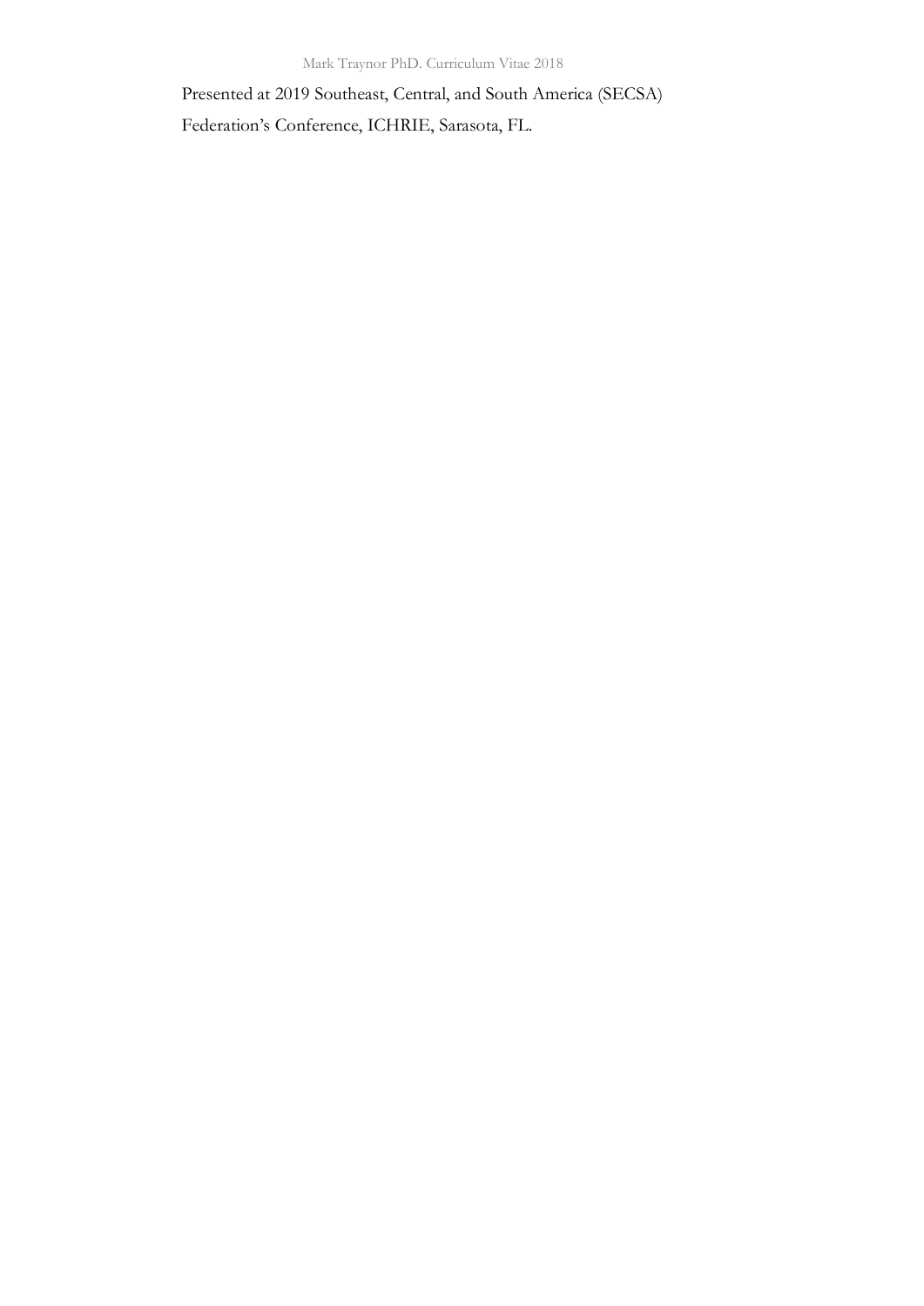Presented at 2019 Southeast, Central, and South America (SECSA) Federation's Conference, ICHRIE, Sarasota, FL.